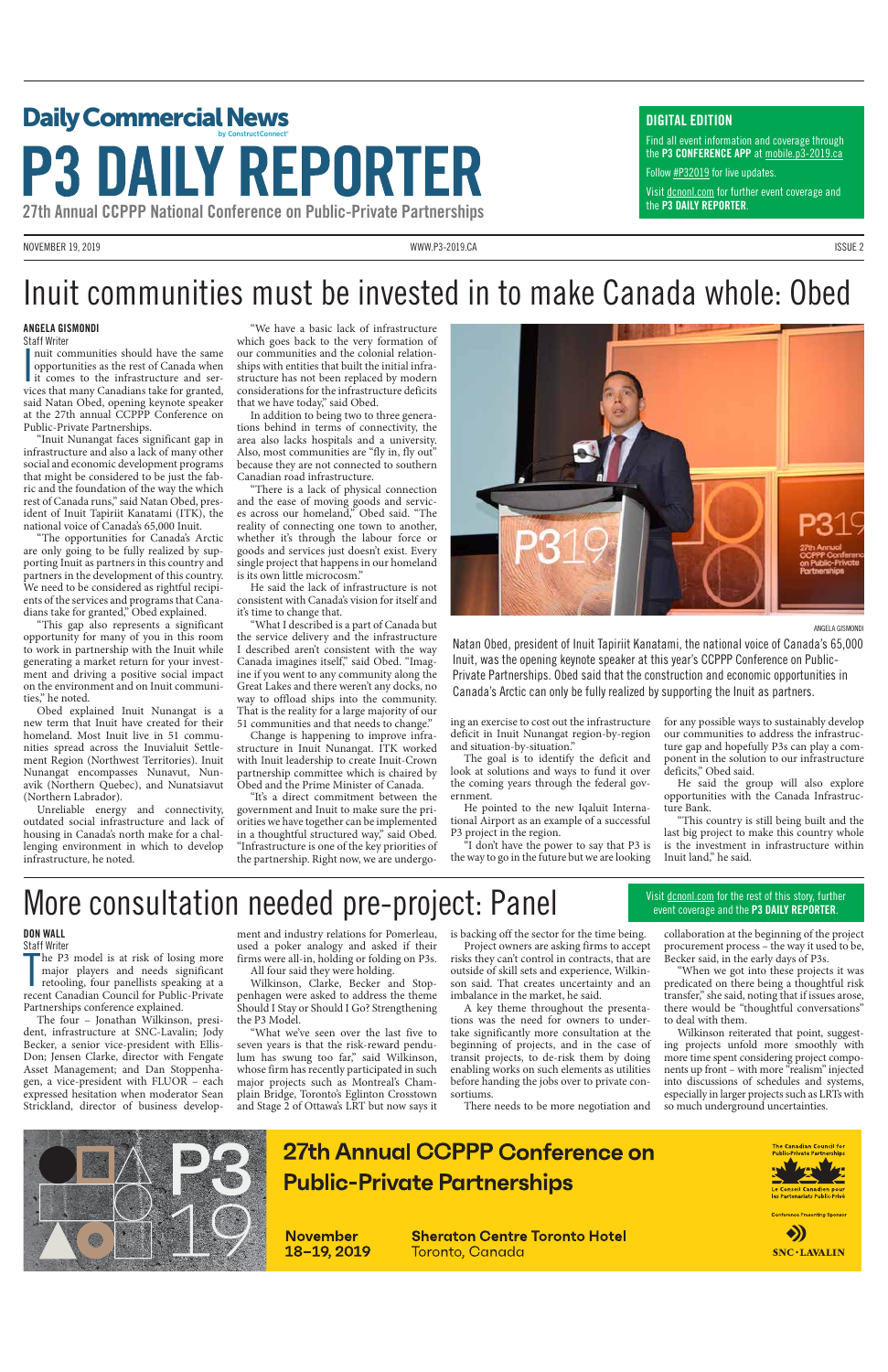# Daily Commercial News

by ConstructConnect

# P3 DAILY REPORTER

27th Annual CCPPP National Conference on Public-Private Partnerships

**DIGITAL EDITION**

Find all event information and coverage through the **P3 CONFERENCE APP** at mobile.p3-2019.ca

Follow #P32019 for live updates.

Visit dcnonl.com for further event coverage and the **P3 DAILY REPORTER**.

NOVEMBER 19, 2019 | WWW.P3-2019.CA | ISSUE 2

# Inuit communities must be invested in to make Canada whole: Obed

**ANGELA GISMONDI**
Staff Writer

Inuit communities should have the same opportunities as the rest of Canada when it comes to the infrastructure and services that many Canadians take for granted, said Natan Obed, opening keynote speaker at the 27th annual CCPPP Conference on Public-Private Partnerships.

"Inuit Nunangat faces significant gap in infrastructure and also a lack of many other social and economic development programs that might be considered to be just the fabric and the foundation of the way the which rest of Canada runs," said Natan Obed, president of Inuit Tapiriit Kanatami (ITK), the national voice of Canada's 65,000 Inuit.

"The opportunities for Canada's Arctic are only going to be fully realized by supporting Inuit as partners in this country and partners in the development of this country. We need to be considered as rightful recipients of the services and programs that Canadians take for granted," Obed explained.

"This gap also represents a significant opportunity for many of you in this room to work in partnership with the Inuit while generating a market return for your investment and driving a positive social impact on the environment and on Inuit communities," he noted.

Obed explained Inuit Nunangat is a new term that Inuit have created for their homeland. Most Inuit live in 51 communities spread across the Inuvialuit Settlement Region (Northwest Territories). Inuit Nunangat encompasses Nunavut, Nunavik (Northern Quebec), and Nunatsiavut (Northern Labrador).

Unreliable energy and connectivity, outdated social infrastructure and lack of housing in Canada's north make for a challenging environment in which to develop infrastructure, he noted.

"We have a basic lack of infrastructure which goes back to the very formation of our communities and the colonial relationships with entities that built the initial infrastructure has not been replaced by modern considerations for the infrastructure deficits that we have today," said Obed.

In addition to being two to three generations behind in terms of connectivity, the area also lacks hospitals and a university. Also, most communities are "fly in, fly out" because they are not connected to southern Canadian road infrastructure.

"There is a lack of physical connection and the ease of moving goods and services across our homeland," Obed said. "The reality of connecting one town to another, whether it's through the labour force or goods and services just doesn't exist. Every single project that happens in our homeland is its own little microcosm."

He said the lack of infrastructure is not consistent with Canada's vision for itself and it's time to change that.

"What I described is a part of Canada but the service delivery and the infrastructure I described aren't consistent with the way Canada imagines itself," said Obed. "Imagine if you went to any community along the Great Lakes and there weren't any docks, no way to offload ships into the community. That is the reality for a large majority of our 51 communities and that needs to change."

Change is happening to improve infrastructure in Inuit Nunangat. ITK worked with Inuit leadership to create Inuit-Crown partnership committee which is chaired by Obed and the Prime Minister of Canada.

"It's a direct commitment between the government and Inuit to make sure the priorities we have together can be implemented in a thoughtful structured way," said Obed. "Infrastructure is one of the key priorities of the partnership. Right now, we are undergoing an exercise to cost out the infrastructure deficit in Inuit Nunangat region-by-region and situation-by-situation."

The goal is to identify the deficit and look at solutions and ways to fund it over the coming years through the federal government.

He pointed to the new Iqaluit International Airport as an example of a successful P3 project in the region.

"I don't have the power to say that P3 is the way to go in the future but we are looking for any possible ways to sustainably develop our communities to address the infrastructure gap and hopefully P3s can play a component in the solution to our infrastructure deficits," Obed said.

He said the group will also explore opportunities with the Canada Infrastructure Bank.

"This country is still being built and the last big project to make this country whole is the investment in infrastructure within Inuit land," he said.

ANGELA GISMONDI

Natan Obed, president of Inuit Tapiriit Kanatami, the national voice of Canada's 65,000 Inuit, was the opening keynote speaker at this year's CCPPP Conference on Public-Private Partnerships. Obed said that the construction and economic opportunities in Canada's Arctic can only be fully realized by supporting the Inuit as partners.

# More consultation needed pre-project: Panel

Visit dcnonl.com for the rest of this story, further event coverage and the **P3 DAILY REPORTER**.

**DON WALL**
Staff Writer

The P3 model is at risk of losing more major players and needs significant retooling, four panellists speaking at a recent Canadian Council for Public-Private Partnerships conference explained.

The four – Jonathan Wilkinson, president, infrastructure at SNC-Lavalin; Jody Becker, a senior vice-president with EllisDon; Jensen Clarke, director with Fengate Asset Management; and Dan Stoppenhagen, a vice-president with FLUOR – each expressed hesitation when moderator Sean Strickland, director of business development and industry relations for Pomerleau, used a poker analogy and asked if their firms were all-in, holding or folding on P3s.

All four said they were holding.

Wilkinson, Clarke, Becker and Stoppenhagen were asked to address the theme Should I Stay or Should I Go? Strengthening the P3 Model.

"What we've seen over the last five to seven years is that the risk-reward pendulum has swung too far," said Wilkinson, whose firm has recently participated in such major projects such as Montreal's Champlain Bridge, Toronto's Eglinton Crosstown and Stage 2 of Ottawa's LRT but now says it is backing off the sector for the time being.

Project owners are asking firms to accept risks they can't control in contracts, that are outside of skill sets and experience, Wilkinson said. That creates uncertainty and an imbalance in the market, he said.

A key theme throughout the presentations was the need for owners to undertake significantly more consultation at the beginning of projects, and in the case of transit projects, to de-risk them by doing enabling works on such elements as utilities before handing the jobs over to private consortiums.

There needs to be more negotiation and collaboration at the beginning of the project procurement process – the way it used to be, Becker said, in the early days of P3s.

"When we got into these projects it was predicated on there being a thoughtful risk transfer," she said, noting that if issues arose, there would be "thoughtful conversations" to deal with them.

Wilkinson reiterated that point, suggesting projects unfold more smoothly with more time spent considering project components up front – with more "realism" injected into discussions of schedules and systems, especially in larger projects such as LRTs with so much underground uncertainties.

## 27th Annual CCPPP Conference on Public-Private Partnerships

**November 18–19, 2019**

**Sheraton Centre Toronto Hotel**
Toronto, Canada

The Canadian Council for Public-Private Partnerships
Le Conseil Canadien pour les Partenariats Public-Privé

Conference Presenting Sponsor
SNC·LAVALIN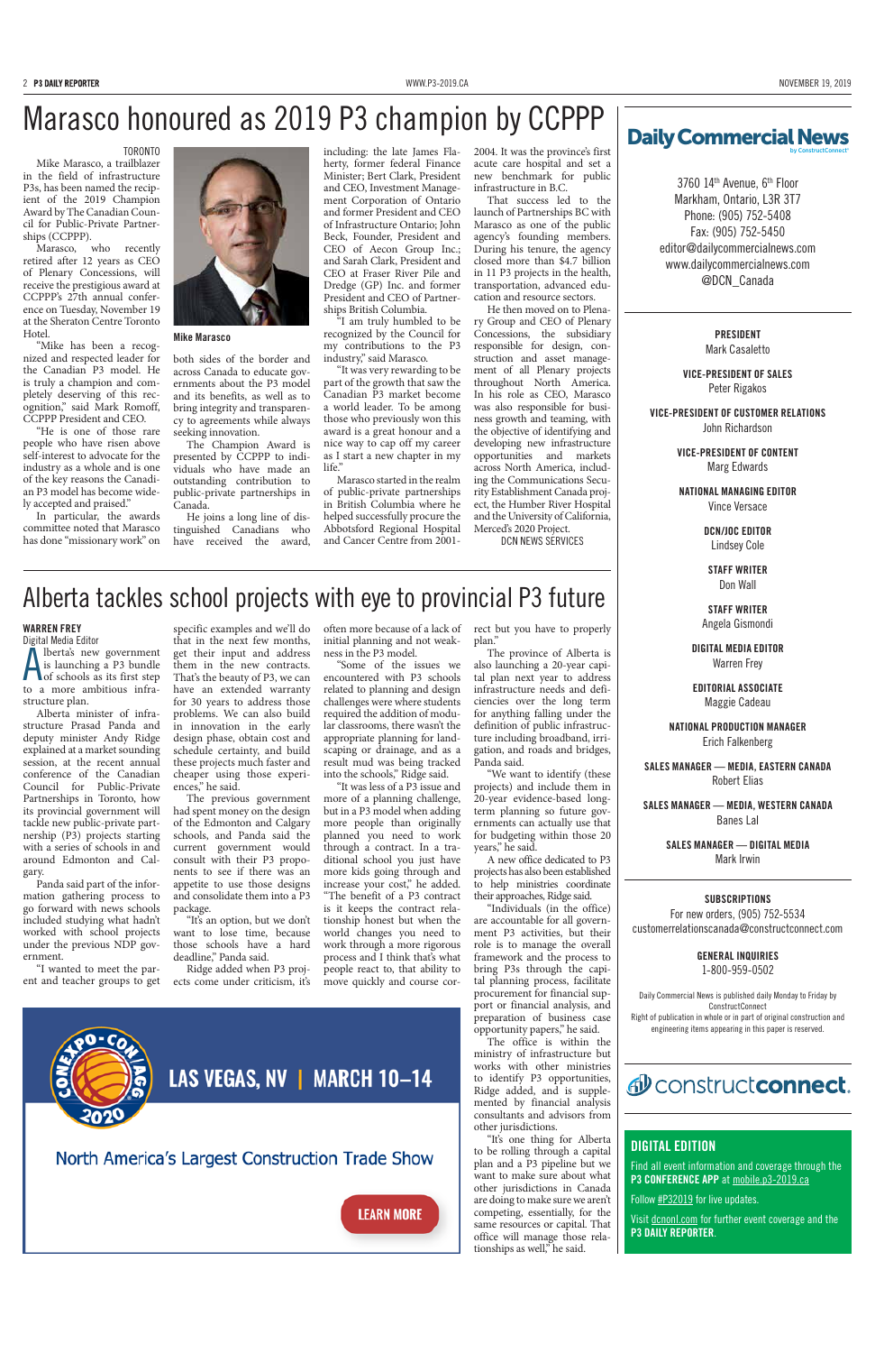# Marasco honoured as 2019 P3 champion by CCPPP

TORONTO

Mike Marasco, a trailblazer in the field of infrastructure P3s, has been named the recipient of the 2019 Champion Award by The Canadian Council for Public-Private Partnerships (CCPPP).

Marasco, who recently retired after 12 years as CEO of Plenary Concessions, will receive the prestigious award at CCPPP's 27th annual conference on Tuesday, November 19 at the Sheraton Centre Toronto Hotel.

"Mike has been a recognized and respected leader for the Canadian P3 model. He is truly a champion and completely deserving of this recognition," said Mark Romoff, CCPPP President and CEO.

"He is one of those rare people who have risen above self-interest to advocate for the industry as a whole and is one of the key reasons the Canadian P3 model has become widely accepted and praised."

In particular, the awards committee noted that Marasco has done "missionary work" on both sides of the border and across Canada to educate governments about the P3 model and its benefits, as well as to bring integrity and transparency to agreements while always seeking innovation.

Mike Marasco

The Champion Award is presented by CCPPP to individuals who have made an outstanding contribution to public-private partnerships in Canada.

He joins a long line of distinguished Canadians who have received the award, including: the late James Flaherty, former federal Finance Minister; Bert Clark, President and CEO, Investment Management Corporation of Ontario and former President and CEO of Infrastructure Ontario; John Beck, Founder, President and CEO of Aecon Group Inc.; and Sarah Clark, President and CEO at Fraser River Pile and Dredge (GP) Inc. and former President and CEO of Partnerships British Columbia.

"I am truly humbled to be recognized by the Council for my contributions to the P3 industry," said Marasco.

"It was very rewarding to be part of the growth that saw the Canadian P3 market become a world leader. To be among those who previously won this award is a great honour and a nice way to cap off my career as I start a new chapter in my life."

Marasco started in the realm of public-private partnerships in British Columbia where he helped successfully procure the Abbotsford Regional Hospital and Cancer Centre from 2001-2004. It was the province's first acute care hospital and set a new benchmark for public infrastructure in B.C.

That success led to the launch of Partnerships BC with Marasco as one of the public agency's founding members. During his tenure, the agency closed more than $4.7 billion in 11 P3 projects in the health, transportation, advanced education and resource sectors.

He then moved on to Plenary Group and CEO of Plenary Concessions, the subsidiary responsible for design, construction and asset management of all Plenary projects throughout North America. In his role as CEO, Marasco was also responsible for business growth and teaming, with the objective of identifying and developing new infrastructure opportunities and markets across North America, including the Communications Security Establishment Canada project, the Humber River Hospital and the University of California, Merced's 2020 Project.

DCN NEWS SERVICES

# Alberta tackles school projects with eye to provincial P3 future

**WARREN FREY**
Digital Media Editor

Alberta's new government is launching a P3 bundle of schools as its first step to a more ambitious infrastructure plan.

Alberta minister of infrastructure Prasad Panda and deputy minister Andy Ridge explained at a market sounding session, at the recent annual conference of the Canadian Council for Public-Private Partnerships in Toronto, how its provincial government will tackle new public-private partnership (P3) projects starting with a series of schools in and around Edmonton and Calgary.

Panda said part of the information gathering process to go forward with news schools included studying what hadn't worked with school projects under the previous NDP government.

"I wanted to meet the parent and teacher groups to get specific examples and we'll do that in the next few months, get their input and address them in the new contracts. That's the beauty of P3, we can have an extended warranty for 30 years to address those problems. We can also build in innovation in the early design phase, obtain cost and schedule certainty, and build these projects much faster and cheaper using those experiences," he said.

The previous government had spent money on the design of the Edmonton and Calgary schools, and Panda said the current government would consult with their P3 proponents to see if there was an appetite to use those designs and consolidate them into a P3 package.

"It's an option, but we don't want to lose time, because those schools have a hard deadline," Panda said.

Ridge added when P3 projects come under criticism, it's often more because of a lack of initial planning and not weakness in the P3 model.

"Some of the issues we encountered with P3 schools related to planning and design challenges were where students required the addition of modular classrooms, there wasn't the appropriate planning for landscaping or drainage, and as a result mud was being tracked into the schools," Ridge said.

"It was less of a P3 issue and more of a planning challenge, but in a P3 model when adding more people than originally planned you need to work through a contract. In a traditional school you just have more kids going through and increase your cost," he added. "The benefit of a P3 contract is it keeps the contract relationship honest but when the world changes you need to work through a more rigorous process and I think that's what people react to, that ability to move quickly and course correct but you have to properly plan."

The province of Alberta is also launching a 20-year capital plan next year to address infrastructure needs and deficiencies over the long term for anything falling under the definition of public infrastructure including broadband, irrigation, and roads and bridges, Panda said.

"We want to identify (these projects) and include them in 20-year evidence-based long-term planning so future governments can actually use that for budgeting within those 20 years," he said.

A new office dedicated to P3 projects has also been established to help ministries coordinate their approaches, Ridge said.

"Individuals (in the office) are accountable for all government P3 activities, but their role is to manage the overall framework and the process to bring P3s through the capital planning process, facilitate procurement for financial support or financial analysis, and preparation of business case opportunity papers," he said.

The office is within the ministry of infrastructure but works with other ministries to identify P3 opportunities, Ridge added, and is supplemented by financial analysis consultants and advisors from other jurisdictions.

"It's one thing for Alberta to be rolling through a capital plan and a P3 pipeline but we want to make sure about what other jurisdictions in Canada are doing to make sure we aren't competing, essentially, for the same resources or capital. That office will manage those relationships as well," he said.

CONEXPO-CON/AGG 2020

LAS VEGAS, NV | MARCH 10–14

North America's Largest Construction Trade Show

LEARN MORE

**Daily Commercial News** by ConstructConnect

3760 14th Avenue, 6th Floor
Markham, Ontario, L3R 3T7
Phone: (905) 752-5408
Fax: (905) 752-5450
editor@dailycommercialnews.com
www.dailycommercialnews.com
@DCN_Canada

**PRESIDENT**
Mark Casaletto

**VICE-PRESIDENT OF SALES**
Peter Rigakos

**VICE-PRESIDENT OF CUSTOMER RELATIONS**
John Richardson

**VICE-PRESIDENT OF CONTENT**
Marg Edwards

**NATIONAL MANAGING EDITOR**
Vince Versace

**DCN/JOC EDITOR**
Lindsey Cole

**STAFF WRITER**
Don Wall

**STAFF WRITER**
Angela Gismondi

**DIGITAL MEDIA EDITOR**
Warren Frey

**EDITORIAL ASSOCIATE**
Maggie Cadeau

**NATIONAL PRODUCTION MANAGER**
Erich Falkenberg

**SALES MANAGER — MEDIA, EASTERN CANADA**
Robert Elias

**SALES MANAGER — MEDIA, WESTERN CANADA**
Banes Lal

**SALES MANAGER — DIGITAL MEDIA**
Mark Irwin

**SUBSCRIPTIONS**
For new orders, (905) 752-5534
customerrelationscanada@constructconnect.com

**GENERAL INQUIRIES**
1-800-959-0502

Daily Commercial News is published daily Monday to Friday by ConstructConnect
Right of publication in whole or in part of original construction and engineering items appearing in this paper is reserved.

constructconnect.

## DIGITAL EDITION

Find all event information and coverage through the **P3 CONFERENCE APP** at mobile.p3-2019.ca

Follow #P32019 for live updates.

Visit dcnonl.com for further event coverage and the **P3 DAILY REPORTER**.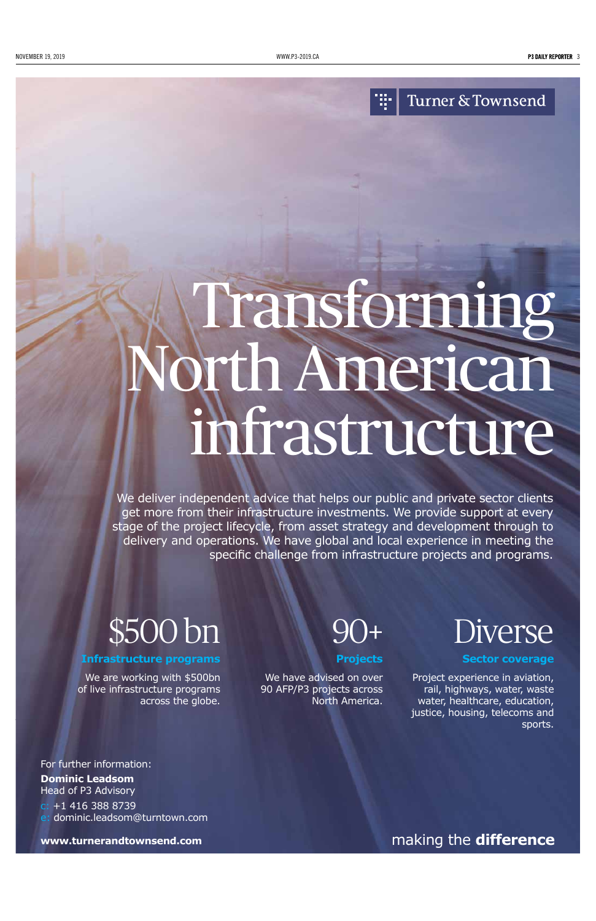Turner & Townsend

# Transforming North American infrastructure

We deliver independent advice that helps our public and private sector clients get more from their infrastructure investments. We provide support at every stage of the project lifecycle, from asset strategy and development through to delivery and operations. We have global and local experience in meeting the specific challenge from infrastructure projects and programs.

## $500 bn

**Infrastructure programs**

We are working with $500bn of live infrastructure programs across the globe.

## 90+

**Projects**

We have advised on over 90 AFP/P3 projects across North America.

## Diverse

**Sector coverage**

Project experience in aviation, rail, highways, water, waste water, healthcare, education, justice, housing, telecoms and sports.

For further information:
**Dominic Leadsom**
Head of P3 Advisory
c: +1 416 388 8739
e: dominic.leadsom@turntown.com

**www.turnerandtownsend.com**

making the **difference**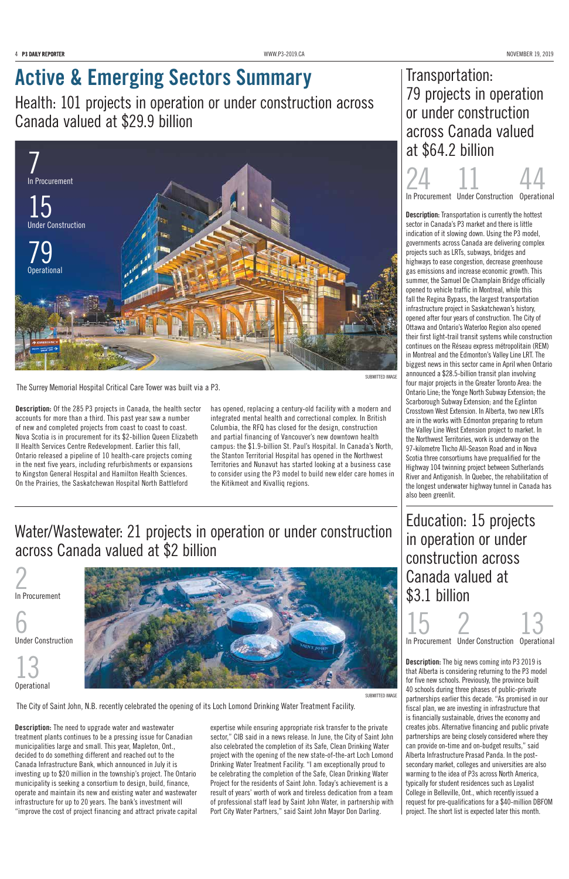# Active & Emerging Sectors Summary

## Health: 101 projects in operation or under construction across Canada valued at $29.9 billion

7
In Procurement

15
Under Construction

79
Operational

SUBMITTED IMAGE

The Surrey Memorial Hospital Critical Care Tower was built via a P3.

**Description:** Of the 285 P3 projects in Canada, the health sector accounts for more than a third. This past year saw a number of new and completed projects from coast to coast to coast. Nova Scotia is in procurement for its $2-billion Queen Elizabeth II Health Services Centre Redevelopment. Earlier this fall, Ontario released a pipeline of 10 health-care projects coming in the next five years, including refurbishments or expansions to Kingston General Hospital and Hamilton Health Sciences. On the Prairies, the Saskatchewan Hospital North Battleford has opened, replacing a century-old facility with a modern and integrated mental health and correctional complex. In British Columbia, the RFQ has closed for the design, construction and partial financing of Vancouver's new downtown health campus: the $1.9-billion St. Paul's Hospital. In Canada's North, the Stanton Territorial Hospital has opened in the Northwest Territories and Nunavut has started looking at a business case to consider using the P3 model to build new elder care homes in the Kitikmeot and Kivalliq regions.

## Transportation: 79 projects in operation or under construction across Canada valued at $64.2 billion

24
In Procurement

11
Under Construction

44
Operational

**Description:** Transportation is currently the hottest sector in Canada's P3 market and there is little indication of it slowing down. Using the P3 model, governments across Canada are delivering complex projects such as LRTs, subways, bridges and highways to ease congestion, decrease greenhouse gas emissions and increase economic growth. This summer, the Samuel De Champlain Bridge officially opened to vehicle traffic in Montreal, while this fall the Regina Bypass, the largest transportation infrastructure project in Saskatchewan's history, opened after four years of construction. The City of Ottawa and Ontario's Waterloo Region also opened their first light-trail transit systems while construction continues on the Réseau express métropolitain (REM) in Montreal and the Edmonton's Valley Line LRT. The biggest news in this sector came in April when Ontario announced a $28.5-billion transit plan involving four major projects in the Greater Toronto Area: the Ontario Line; the Yonge North Subway Extension; the Scarborough Subway Extension; and the Eglinton Crosstown West Extension. In Alberta, two new LRTs are in the works with Edmonton preparing to return the Valley Line West Extension project to market. In the Northwest Territories, work is underway on the 97-kilometre Tlicho All-Season Road and in Nova Scotia three consortiums have prequalified for the Highway 104 twinning project between Sutherlands River and Antigonish. In Quebec, the rehabilitation of the longest underwater highway tunnel in Canada has also been greenlit.

## Water/Wastewater: 21 projects in operation or under construction across Canada valued at $2 billion

2
In Procurement

6
Under Construction

13
Operational

SUBMITTED IMAGE

The City of Saint John, N.B. recently celebrated the opening of its Loch Lomond Drinking Water Treatment Facility.

**Description:** The need to upgrade water and wastewater treatment plants continues to be a pressing issue for Canadian municipalities large and small. This year, Mapleton, Ont., decided to do something different and reached out to the Canada Infrastructure Bank, which announced in July it is investing up to $20 million in the township's project. The Ontario municipality is seeking a consortium to design, build, finance, operate and maintain its new and existing water and wastewater infrastructure for up to 20 years. The bank's investment will "improve the cost of project financing and attract private capital expertise while ensuring appropriate risk transfer to the private sector," CIB said in a news release. In June, the City of Saint John also celebrated the completion of its Safe, Clean Drinking Water project with the opening of the new state-of-the-art Loch Lomond Drinking Water Treatment Facility. "I am exceptionally proud to be celebrating the completion of the Safe, Clean Drinking Water Project for the residents of Saint John. Today's achievement is a result of years' worth of work and tireless dedication from a team of professional staff lead by Saint John Water, in partnership with Port City Water Partners," said Saint John Mayor Don Darling.

## Education: 15 projects in operation or under construction across Canada valued at $3.1 billion

15
In Procurement

2
Under Construction

13
Operational

**Description:** The big news coming into P3 2019 is that Alberta is considering returning to the P3 model for five new schools. Previously, the province built 40 schools during three phases of public-private partnerships earlier this decade. "As promised in our fiscal plan, we are investing in infrastructure that is financially sustainable, drives the economy and creates jobs. Alternative financing and public private partnerships are being closely considered where they can provide on-time and on-budget results," said Alberta Infrastructure Prasad Panda. In the post-secondary market, colleges and universities are also warming to the idea of P3s across North America, typically for student residences such as Loyalist College in Belleville, Ont., which recently issued a request for pre-qualifications for a $40-million DBFOM project. The short list is expected later this month.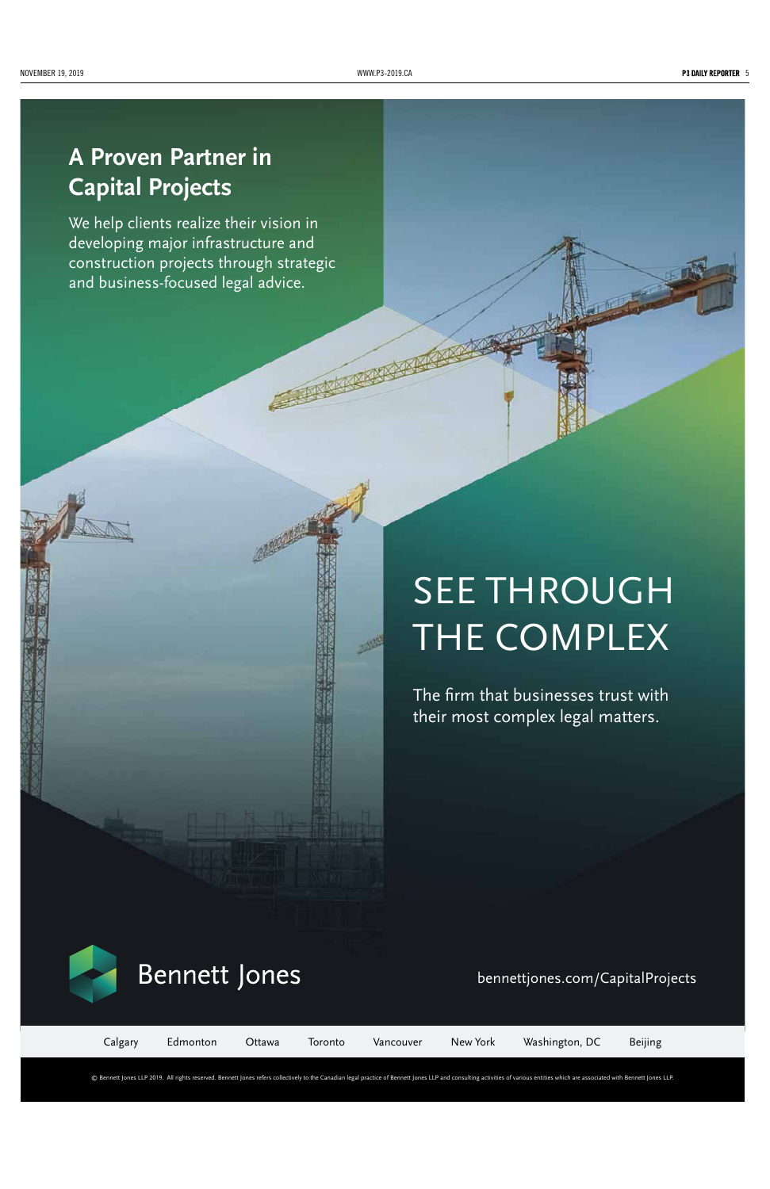## A Proven Partner in Capital Projects

We help clients realize their vision in developing major infrastructure and construction projects through strategic and business-focused legal advice.

# SEE THROUGH THE COMPLEX

The firm that businesses trust with their most complex legal matters.

Bennett Jones

bennettjones.com/CapitalProjects

Calgary | Edmonton | Ottawa | Toronto | Vancouver | New York | Washington, DC | Beijing

© Bennett Jones LLP 2019. All rights reserved. Bennett Jones refers collectively to the Canadian legal practice of Bennett Jones LLP and consulting activities of various entities which are associated with Bennett Jones LLP.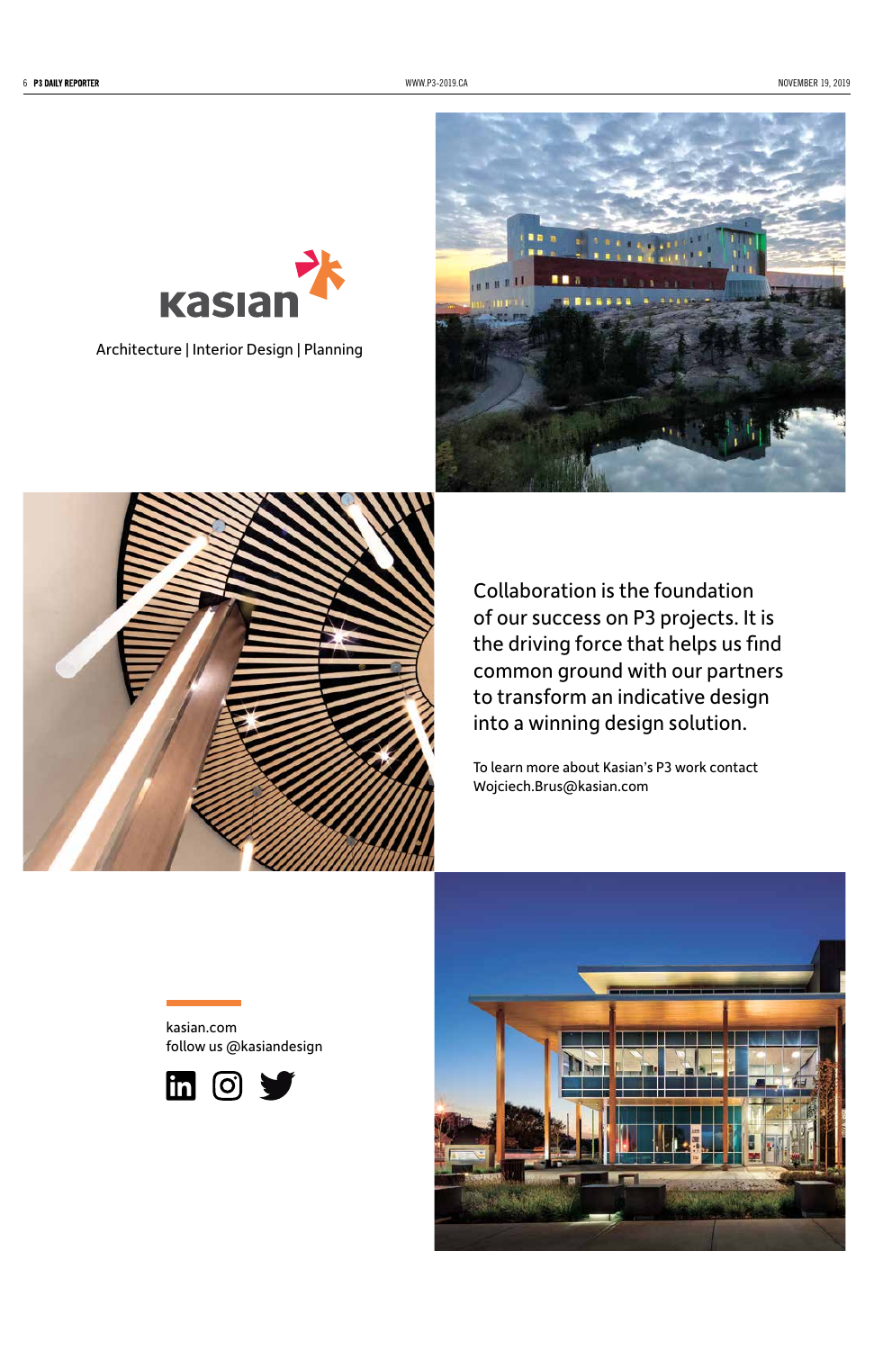Kasian

Architecture | Interior Design | Planning

Collaboration is the foundation of our success on P3 projects. It is the driving force that helps us find common ground with our partners to transform an indicative design into a winning design solution.

To learn more about Kasian's P3 work contact Wojciech.Brus@kasian.com

kasian.com
follow us @kasiandesign